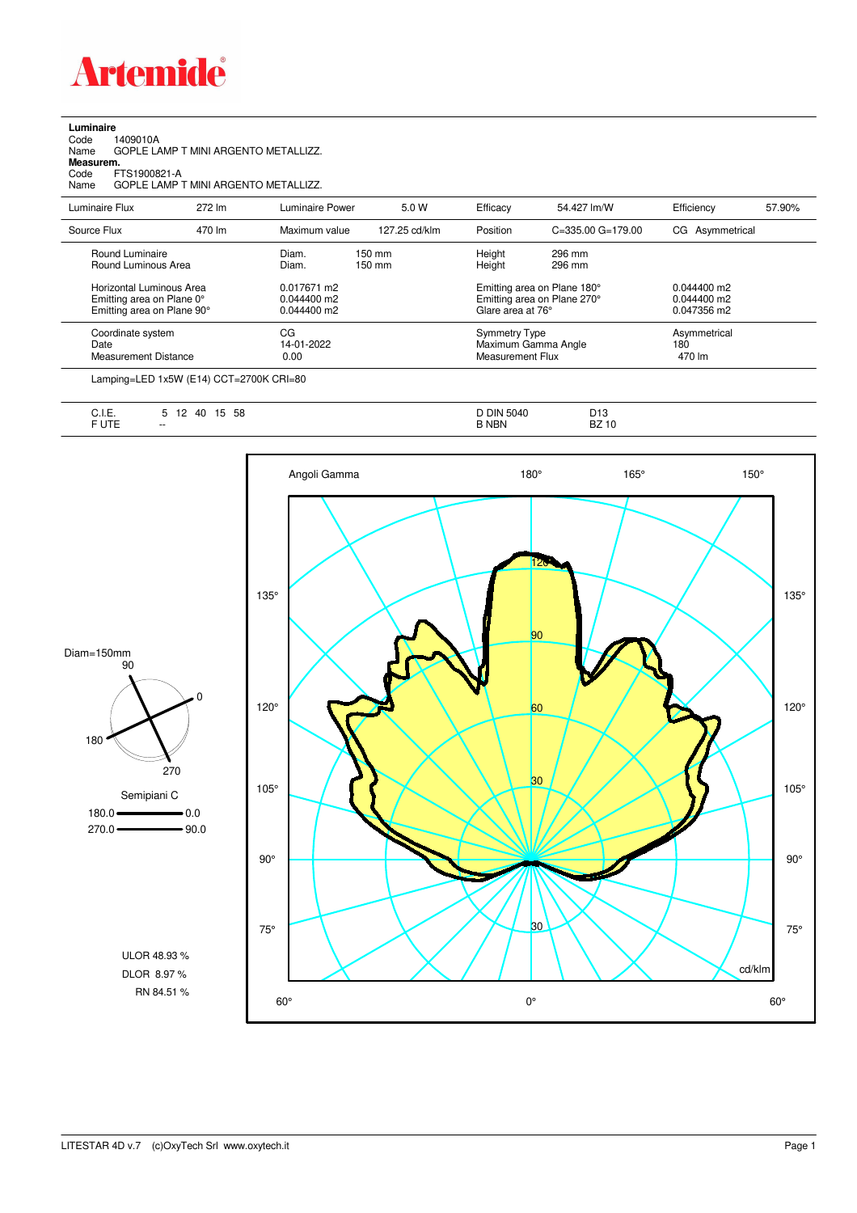Artemide

**Luminaire**
Code 1409010A
Name GOPLE LAMP T MINI ARGENTO METALLIZZ.
**Measurem.**
Code FTS1900821-A
Name GOPLE LAMP T MINI ARGENTO METALLIZZ.

| Luminaire Flux | 272 lm | Luminaire Power | 5.0 W | Efficacy | 54.427 lm/W | Efficiency | 57.90% |
|---|---|---|---|---|---|---|---|
| Source Flux | 470 lm | Maximum value | 127.25 cd/klm | Position | C=335.00 G=179.00 | CG Asymmetrical | |

| | | | |
|---|---|---|---|
| Round Luminaire | Diam. 150 mm | Height 296 mm | |
| Round Luminous Area | Diam. 150 mm | Height 296 mm | |
| Horizontal Luminous Area | 0.017671 m2 | Emitting area on Plane 180° | 0.044400 m2 |
| Emitting area on Plane 0° | 0.044400 m2 | Emitting area on Plane 270° | 0.044400 m2 |
| Emitting area on Plane 90° | 0.044400 m2 | Glare area at 76° | 0.047356 m2 |
| Coordinate system | CG | Symmetry Type | Asymmetrical |
| Date | 14-01-2022 | Maximum Gamma Angle | 180 |
| Measurement Distance | 0.00 | Measurement Flux | 470 lm |

Lamping=LED 1x5W (E14) CCT=2700K CRI=80

| | | | |
|---|---|---|---|
| C.I.E. | 5 12 40 15 58 | D DIN 5040 | D13 |
| F UTE | -- | B NBN | BZ 10 |

Diam=150mm

Semipiani C
180.0 — 0.0
270.0 — 90.0

ULOR 48.93 %
DLOR 8.97 %
RN 84.51 %

Angoli Gamma 180° 165° 150° 135° 120° 105° 90° 75° 60° 0° 60°
cd/klm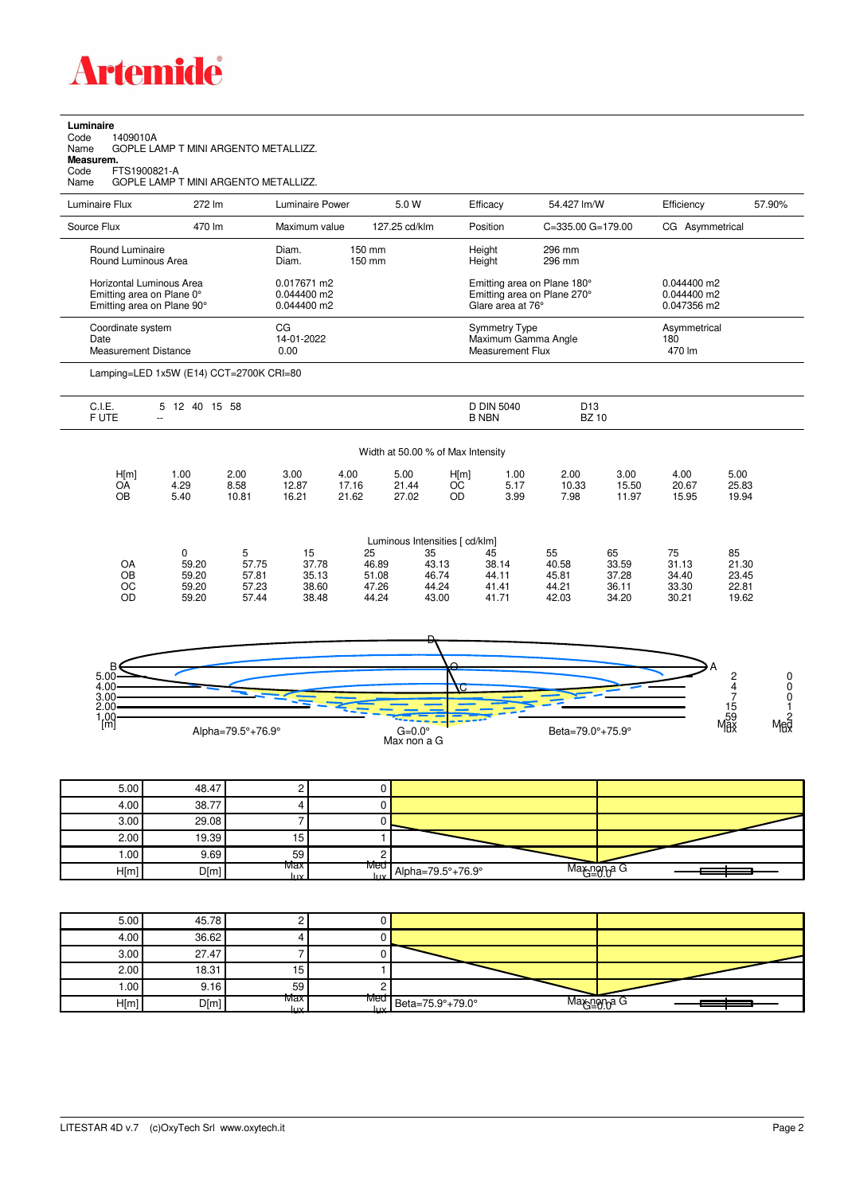**Artemide**

**Luminaire**
Code 1409010A
Name GOPLE LAMP T MINI ARGENTO METALLIZZ.
**Measurem.**
Code FTS1900821-A
Name GOPLE LAMP T MINI ARGENTO METALLIZZ.

| | | | | | | | |
|---|---|---|---|---|---|---|---|
| Luminaire Flux | 272 lm | Luminaire Power | 5.0 W | Efficacy | 54.427 lm/W | Efficiency | 57.90% |
| Source Flux | 470 lm | Maximum value | 127.25 cd/klm | Position | C=335.00 G=179.00 | CG | Asymmetrical |

| | | | |
|---|---|---|---|
| Round Luminaire | Diam. 150 mm | Height | 296 mm |
| Round Luminous Area | Diam. 150 mm | Height | 296 mm |
| Horizontal Luminous Area | 0.017671 m2 | Emitting area on Plane 180° | 0.044400 m2 |
| Emitting area on Plane 0° | 0.044400 m2 | Emitting area on Plane 270° | 0.044400 m2 |
| Emitting area on Plane 90° | 0.044400 m2 | Glare area at 76° | 0.047356 m2 |
| Coordinate system | CG | Symmetry Type | Asymmetrical |
| Date | 14-01-2022 | Maximum Gamma Angle | 180 |
| Measurement Distance | 0.00 | Measurement Flux | 470 lm |

Lamping=LED 1x5W (E14) CCT=2700K CRI=80

| | | | |
|---|---|---|---|
| C.I.E. | 5 12 40 15 58 | D DIN 5040 | D13 |
| F UTE | -- | B NBN | BZ 10 |

Width at 50.00 % of Max Intensity

| H[m] | 1.00 | 2.00 | 3.00 | 4.00 | 5.00 | H[m] | 1.00 | 2.00 | 3.00 | 4.00 | 5.00 |
|---|---|---|---|---|---|---|---|---|---|---|---|
| OA | 4.29 | 8.58 | 12.87 | 17.16 | 21.44 | OC | 5.17 | 10.33 | 15.50 | 20.67 | 25.83 |
| OB | 5.40 | 10.81 | 16.21 | 21.62 | 27.02 | OD | 3.99 | 7.98 | 11.97 | 15.95 | 19.94 |

Luminous Intensities [ cd/klm]

| | 0 | 5 | 15 | 25 | 35 | 45 | 55 | 65 | 75 | 85 |
|---|---|---|---|---|---|---|---|---|---|---|
| OA | 59.20 | 57.75 | 37.78 | 46.89 | 43.13 | 38.14 | 40.58 | 33.59 | 31.13 | 21.30 |
| OB | 59.20 | 57.81 | 35.13 | 51.08 | 46.74 | 44.11 | 45.81 | 37.28 | 34.40 | 23.45 |
| OC | 59.20 | 57.23 | 38.60 | 47.26 | 44.24 | 41.41 | 44.21 | 36.11 | 33.30 | 22.81 |
| OD | 59.20 | 57.44 | 38.48 | 44.24 | 43.00 | 41.71 | 42.03 | 34.20 | 30.21 | 19.62 |

B D A C
5.00 4.00 3.00 2.00 1.00 [m]
2 4 7 15 59 Max lux
0 0 0 1 2 Med lux
Alpha=79.5°+76.9°
G=0.0°
Max non a G
Beta=79.0°+75.9°

| H[m] | D[m] | Max lux | Med lux |
|---|---|---|---|
| 5.00 | 48.47 | 2 | 0 |
| 4.00 | 38.77 | 4 | 0 |
| 3.00 | 29.08 | 7 | 0 |
| 2.00 | 19.39 | 15 | 1 |
| 1.00 | 9.69 | 59 | 2 |

Alpha=79.5°+76.9°
Max non a G
G=0.0

| H[m] | D[m] | Max lux | Med lux |
|---|---|---|---|
| 5.00 | 45.78 | 2 | 0 |
| 4.00 | 36.62 | 4 | 0 |
| 3.00 | 27.47 | 7 | 0 |
| 2.00 | 18.31 | 15 | 1 |
| 1.00 | 9.16 | 59 | 2 |

Beta=75.9°+79.0°
Max non a G
G=0.0

LITESTAR 4D v.7 (c)OxyTech Srl www.oxytech.it